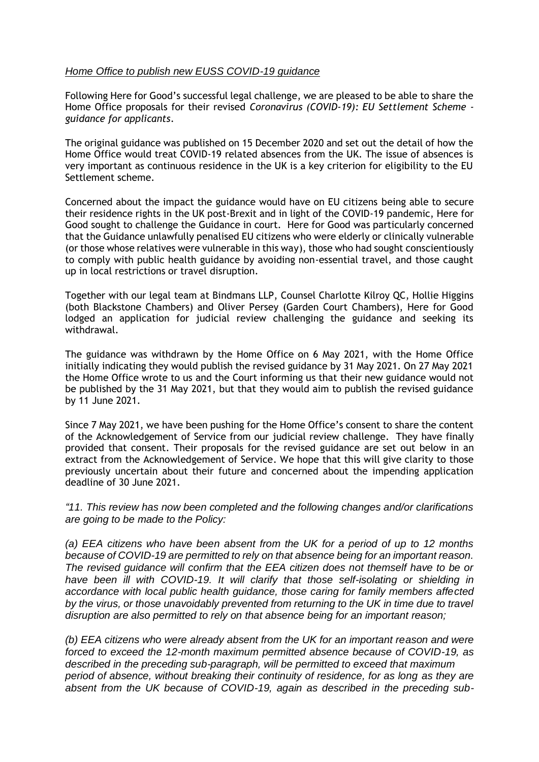*Home Office to publish new EUSS COVID-19 guidance*

Following Here for Good's successful legal challenge, we are pleased to be able to share the Home Office proposals for their revised *Coronavirus (COVID-19): EU Settlement Scheme - guidance for applicants*.

The original guidance was published on 15 December 2020 and set out the detail of how the Home Office would treat COVID-19 related absences from the UK. The issue of absences is very important as continuous residence in the UK is a key criterion for eligibility to the EU Settlement scheme.

Concerned about the impact the guidance would have on EU citizens being able to secure their residence rights in the UK post-Brexit and in light of the COVID-19 pandemic, Here for Good sought to challenge the Guidance in court. Here for Good was particularly concerned that the Guidance unlawfully penalised EU citizens who were elderly or clinically vulnerable (or those whose relatives were vulnerable in this way), those who had sought conscientiously to comply with public health guidance by avoiding non-essential travel, and those caught up in local restrictions or travel disruption.

Together with our legal team at Bindmans LLP, Counsel Charlotte Kilroy QC, Hollie Higgins (both Blackstone Chambers) and Oliver Persey (Garden Court Chambers), Here for Good lodged an application for judicial review challenging the guidance and seeking its withdrawal.

The guidance was withdrawn by the Home Office on 6 May 2021, with the Home Office initially indicating they would publish the revised guidance by 31 May 2021. On 27 May 2021 the Home Office wrote to us and the Court informing us that their new guidance would not be published by the 31 May 2021, but that they would aim to publish the revised guidance by 11 June 2021.

Since 7 May 2021, we have been pushing for the Home Office's consent to share the content of the Acknowledgement of Service from our judicial review challenge. They have finally provided that consent. Their proposals for the revised guidance are set out below in an extract from the Acknowledgement of Service. We hope that this will give clarity to those previously uncertain about their future and concerned about the impending application deadline of 30 June 2021.

*"11. This review has now been completed and the following changes and/or clarifications are going to be made to the Policy:*

*(a) EEA citizens who have been absent from the UK for a period of up to 12 months because of COVID-19 are permitted to rely on that absence being for an important reason. The revised guidance will confirm that the EEA citizen does not themself have to be or have been ill with COVID-19. It will clarify that those self-isolating or shielding in accordance with local public health guidance, those caring for family members affected by the virus, or those unavoidably prevented from returning to the UK in time due to travel disruption are also permitted to rely on that absence being for an important reason;*

*(b) EEA citizens who were already absent from the UK for an important reason and were forced to exceed the 12-month maximum permitted absence because of COVID-19, as described in the preceding sub-paragraph, will be permitted to exceed that maximum period of absence, without breaking their continuity of residence, for as long as they are absent from the UK because of COVID-19, again as described in the preceding sub-*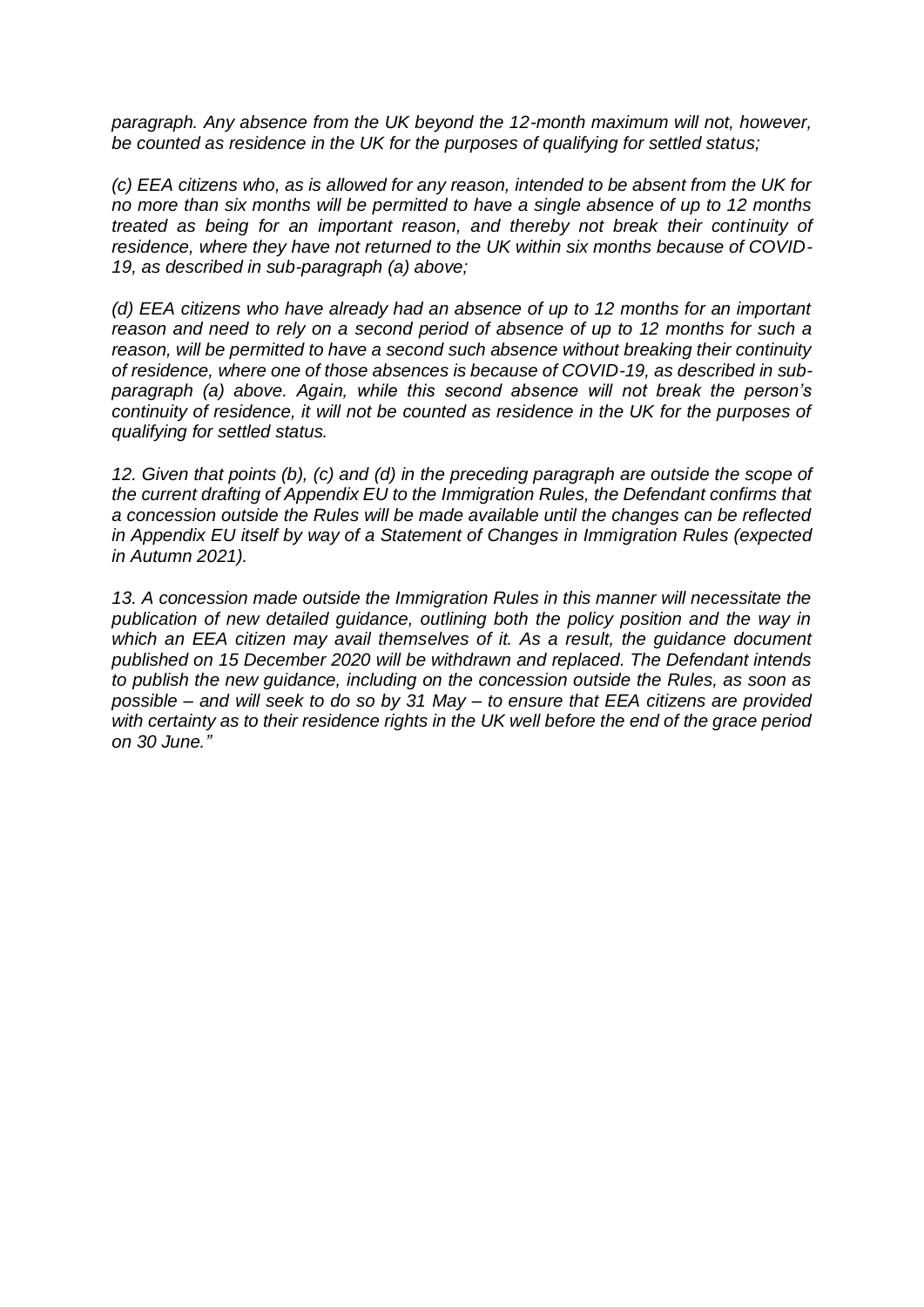*paragraph. Any absence from the UK beyond the 12-month maximum will not, however, be counted as residence in the UK for the purposes of qualifying for settled status;*

*(c) EEA citizens who, as is allowed for any reason, intended to be absent from the UK for no more than six months will be permitted to have a single absence of up to 12 months treated as being for an important reason, and thereby not break their continuity of residence, where they have not returned to the UK within six months because of COVID-19, as described in sub-paragraph (a) above;*

*(d) EEA citizens who have already had an absence of up to 12 months for an important reason and need to rely on a second period of absence of up to 12 months for such a reason, will be permitted to have a second such absence without breaking their continuity of residence, where one of those absences is because of COVID-19, as described in sub-paragraph (a) above. Again, while this second absence will not break the person's continuity of residence, it will not be counted as residence in the UK for the purposes of qualifying for settled status.*

*12. Given that points (b), (c) and (d) in the preceding paragraph are outside the scope of the current drafting of Appendix EU to the Immigration Rules, the Defendant confirms that a concession outside the Rules will be made available until the changes can be reflected in Appendix EU itself by way of a Statement of Changes in Immigration Rules (expected in Autumn 2021).*

*13. A concession made outside the Immigration Rules in this manner will necessitate the publication of new detailed guidance, outlining both the policy position and the way in which an EEA citizen may avail themselves of it. As a result, the guidance document published on 15 December 2020 will be withdrawn and replaced. The Defendant intends to publish the new guidance, including on the concession outside the Rules, as soon as possible – and will seek to do so by 31 May – to ensure that EEA citizens are provided with certainty as to their residence rights in the UK well before the end of the grace period on 30 June."*